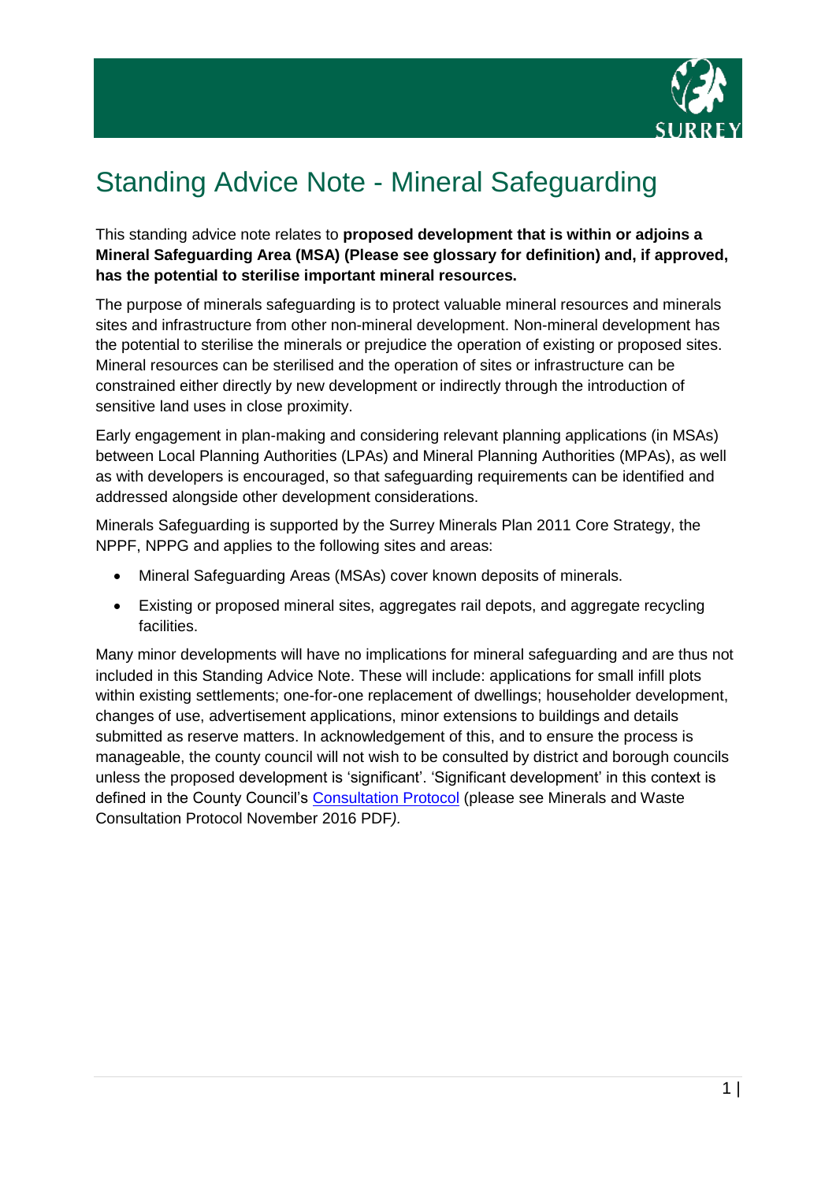# Standing Advice Note - Mineral Safeguarding

This standing advice note relates to **proposed development that is within or adjoins a Mineral Safeguarding Area (MSA) (Please see glossary for definition) and, if approved, has the potential to sterilise important mineral resources.**

The purpose of minerals safeguarding is to protect valuable mineral resources and minerals sites and infrastructure from other non-mineral development. Non-mineral development has the potential to sterilise the minerals or prejudice the operation of existing or proposed sites. Mineral resources can be sterilised and the operation of sites or infrastructure can be constrained either directly by new development or indirectly through the introduction of sensitive land uses in close proximity.

Early engagement in plan-making and considering relevant planning applications (in MSAs) between Local Planning Authorities (LPAs) and Mineral Planning Authorities (MPAs), as well as with developers is encouraged, so that safeguarding requirements can be identified and addressed alongside other development considerations.

Minerals Safeguarding is supported by the Surrey Minerals Plan 2011 Core Strategy, the NPPF, NPPG and applies to the following sites and areas:

- Mineral Safeguarding Areas (MSAs) cover known deposits of minerals.
- Existing or proposed mineral sites, aggregates rail depots, and aggregate recycling facilities.

Many minor developments will have no implications for mineral safeguarding and are thus not included in this Standing Advice Note. These will include: applications for small infill plots within existing settlements; one-for-one replacement of dwellings; householder development, changes of use, advertisement applications, minor extensions to buildings and details submitted as reserve matters. In acknowledgement of this, and to ensure the process is manageable, the county council will not wish to be consulted by district and borough councils unless the proposed development is 'significant'. 'Significant development' in this context is defined in the County Council's Consultation Protocol (please see Minerals and Waste Consultation Protocol November 2016 PDF*).*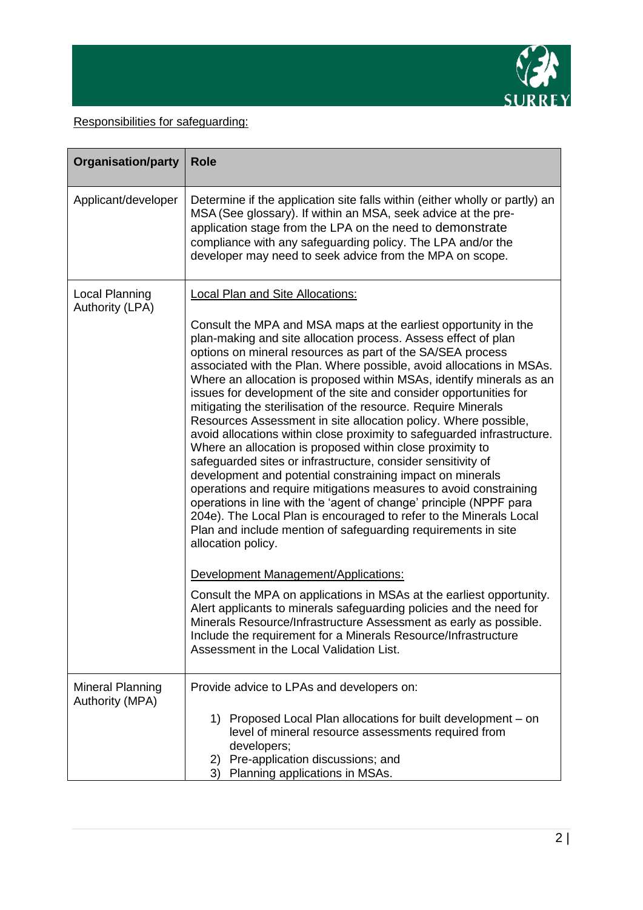Responsibilities for safeguarding:

| Organisation/party | Role |
|---|---|
| Applicant/developer | Determine if the application site falls within (either wholly or partly) an MSA (See glossary). If within an MSA, seek advice at the pre-application stage from the LPA on the need to demonstrate compliance with any safeguarding policy. The LPA and/or the developer may need to seek advice from the MPA on scope. |
| Local Planning Authority (LPA) | Local Plan and Site Allocations:<br><br>Consult the MPA and MSA maps at the earliest opportunity in the plan-making and site allocation process. Assess effect of plan options on mineral resources as part of the SA/SEA process associated with the Plan. Where possible, avoid allocations in MSAs. Where an allocation is proposed within MSAs, identify minerals as an issues for development of the site and consider opportunities for mitigating the sterilisation of the resource. Require Minerals Resources Assessment in site allocation policy. Where possible, avoid allocations within close proximity to safeguarded infrastructure. Where an allocation is proposed within close proximity to safeguarded sites or infrastructure, consider sensitivity of development and potential constraining impact on minerals operations and require mitigations measures to avoid constraining operations in line with the 'agent of change' principle (NPPF para 204e). The Local Plan is encouraged to refer to the Minerals Local Plan and include mention of safeguarding requirements in site allocation policy.<br><br>Development Management/Applications:<br><br>Consult the MPA on applications in MSAs at the earliest opportunity. Alert applicants to minerals safeguarding policies and the need for Minerals Resource/Infrastructure Assessment as early as possible. Include the requirement for a Minerals Resource/Infrastructure Assessment in the Local Validation List. |
| Mineral Planning Authority (MPA) | Provide advice to LPAs and developers on:<br><br>1) Proposed Local Plan allocations for built development – on level of mineral resource assessments required from developers;<br>2) Pre-application discussions; and<br>3) Planning applications in MSAs. |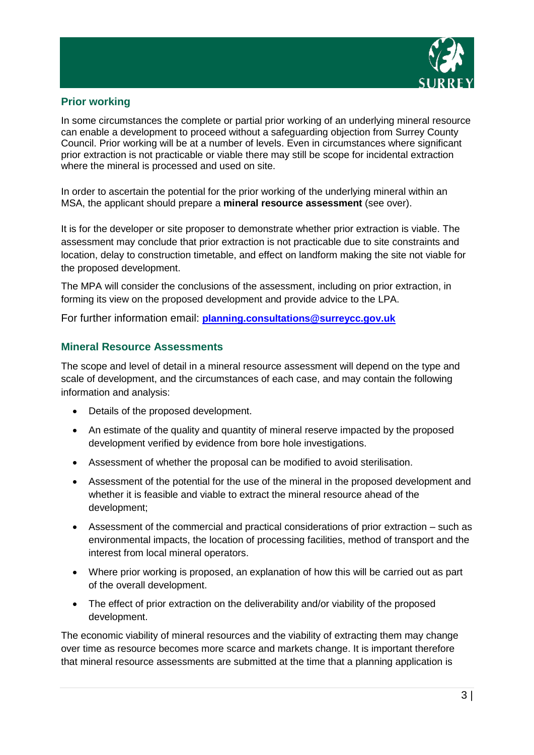## Prior working

In some circumstances the complete or partial prior working of an underlying mineral resource can enable a development to proceed without a safeguarding objection from Surrey County Council. Prior working will be at a number of levels. Even in circumstances where significant prior extraction is not practicable or viable there may still be scope for incidental extraction where the mineral is processed and used on site.

In order to ascertain the potential for the prior working of the underlying mineral within an MSA, the applicant should prepare a **mineral resource assessment** (see over).

It is for the developer or site proposer to demonstrate whether prior extraction is viable. The assessment may conclude that prior extraction is not practicable due to site constraints and location, delay to construction timetable, and effect on landform making the site not viable for the proposed development.

The MPA will consider the conclusions of the assessment, including on prior extraction, in forming its view on the proposed development and provide advice to the LPA.

For further information email: **planning.consultations@surreycc.gov.uk**

## Mineral Resource Assessments

The scope and level of detail in a mineral resource assessment will depend on the type and scale of development, and the circumstances of each case, and may contain the following information and analysis:

- Details of the proposed development.
- An estimate of the quality and quantity of mineral reserve impacted by the proposed development verified by evidence from bore hole investigations.
- Assessment of whether the proposal can be modified to avoid sterilisation.
- Assessment of the potential for the use of the mineral in the proposed development and whether it is feasible and viable to extract the mineral resource ahead of the development;
- Assessment of the commercial and practical considerations of prior extraction – such as environmental impacts, the location of processing facilities, method of transport and the interest from local mineral operators.
- Where prior working is proposed, an explanation of how this will be carried out as part of the overall development.
- The effect of prior extraction on the deliverability and/or viability of the proposed development.

The economic viability of mineral resources and the viability of extracting them may change over time as resource becomes more scarce and markets change. It is important therefore that mineral resource assessments are submitted at the time that a planning application is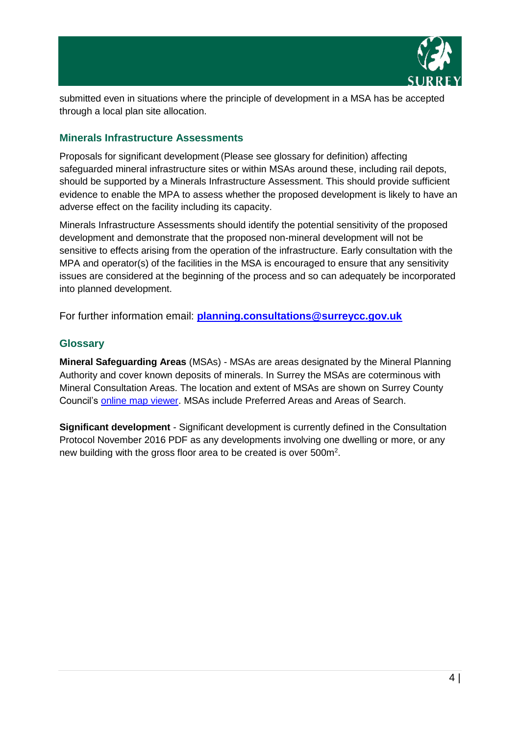submitted even in situations where the principle of development in a MSA has be accepted through a local plan site allocation.

## Minerals Infrastructure Assessments

Proposals for significant development (Please see glossary for definition) affecting safeguarded mineral infrastructure sites or within MSAs around these, including rail depots, should be supported by a Minerals Infrastructure Assessment. This should provide sufficient evidence to enable the MPA to assess whether the proposed development is likely to have an adverse effect on the facility including its capacity.

Minerals Infrastructure Assessments should identify the potential sensitivity of the proposed development and demonstrate that the proposed non-mineral development will not be sensitive to effects arising from the operation of the infrastructure. Early consultation with the MPA and operator(s) of the facilities in the MSA is encouraged to ensure that any sensitivity issues are considered at the beginning of the process and so can adequately be incorporated into planned development.

For further information email: **planning.consultations@surreycc.gov.uk**

## Glossary

**Mineral Safeguarding Areas** (MSAs) - MSAs are areas designated by the Mineral Planning Authority and cover known deposits of minerals. In Surrey the MSAs are coterminous with Mineral Consultation Areas. The location and extent of MSAs are shown on Surrey County Council's online map viewer. MSAs include Preferred Areas and Areas of Search.

**Significant development** - Significant development is currently defined in the Consultation Protocol November 2016 PDF as any developments involving one dwelling or more, or any new building with the gross floor area to be created is over $500m^2$.